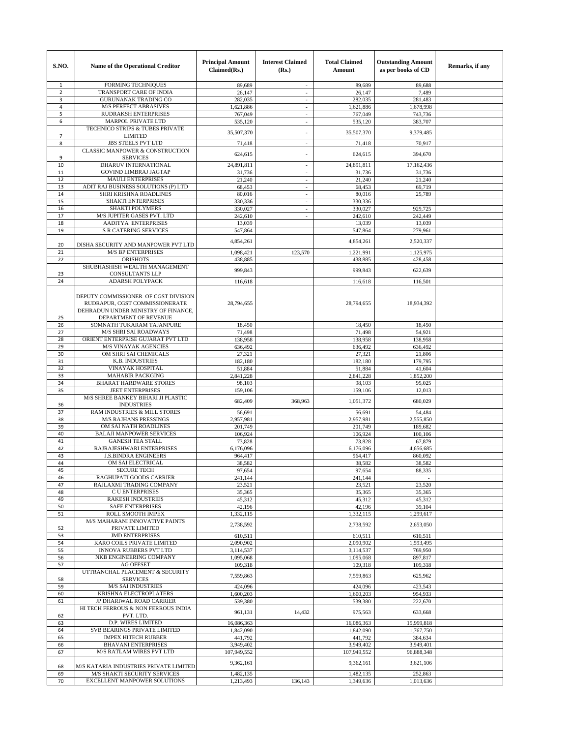| S.NO. | Name of the Operational Creditor | Principal Amount Claimed(Rs.) | Interest Claimed (Rs.) | Total Claimed Amount | Outstanding Amount as per books of CD | Remarks, if any |
|---|---|---|---|---|---|---|
| 1 | FORMING TECHNIQUES | 89,689 | - | 89,689 | 89,688 | |
| 2 | TRANSPORT CARE OF INDIA | 26,147 | - | 26,147 | 7,489 | |
| 3 | GURUNANAK TRADING CO | 282,035 | - | 282,035 | 281,483 | |
| 4 | M/S PERFECT ABRASIVES | 1,621,886 | - | 1,621,886 | 1,678,998 | |
| 5 | RUDRAKSH ENTERPRISES | 767,049 | - | 767,049 | 743,736 | |
| 6 | MARPOL PRIVATE LTD | 535,120 | - | 535,120 | 383,707 | |
| 7 | TECHNICO STRIPS & TUBES PRIVATE LIMITED | 35,507,370 | - | 35,507,370 | 9,379,485 | |
| 8 | JBS STEELS PVT LTD | 71,418 | - | 71,418 | 70,917 | |
| 9 | CLASSIC MANPOWER & CONSTRUCTION SERVICES | 624,615 | - | 624,615 | 394,670 | |
| 10 | DHARUV INTERNATIONAL | 24,891,811 | - | 24,891,811 | 17,162,436 | |
| 11 | GOVIND LIMBRAJ JAGTAP | 31,736 | - | 31,736 | 31,736 | |
| 12 | MAULI ENTERPRISES | 21,240 | - | 21,240 | 21,240 | |
| 13 | ADIT RAJ BUSINESS SOLUTIONS (P) LTD | 68,453 | - | 68,453 | 69,719 | |
| 14 | SHRI KRISHNA ROADLINES | 80,016 | - | 80,016 | 25,789 | |
| 15 | SHAKTI ENTERPRISES | 330,336 | - | 330,336 | | |
| 16 | SHAKTI POLYMERS | 330,027 | - | 330,027 | 929,725 | |
| 17 | M/S JUPITER GASES PVT. LTD | 242,610 | - | 242,610 | 242,449 | |
| 18 | AADITYA ENTERPRISES | 13,039 | | 13,039 | 13,039 | |
| 19 | S R CATERING SERVICES | 547,864 | | 547,864 | 279,961 | |
| 20 | DISHA SECURITY AND MANPOWER PVT LTD | 4,854,261 | | 4,854,261 | 2,520,337 | |
| 21 | M/S BP ENTERPRISES | 1,098,421 | 123,570 | 1,221,991 | 1,125,975 | |
| 22 | ORISHOTS | 438,885 | | 438,885 | 428,458 | |
| 23 | SHUBHASHISH WEALTH MANAGEMENT CONSULTANTS LLP | 999,843 | | 999,843 | 622,639 | |
| 24 | ADARSH POLYPACK | 116,618 | | 116,618 | 116,501 | |
| 25 | DEPUTY COMMISSIONER OF CGST DIVISION RUDRAPUR, CGST COMMISSIONERATE DEHRADUN UNDER MINISTRY OF FINANCE, DEPARTMENT OF REVENUE | 28,794,655 | | 28,794,655 | 18,934,392 | |
| 26 | SOMNATH TUKARAM TAJANPURE | 18,450 | | 18,450 | 18,450 | |
| 27 | M/S SHRI SAI ROADWAYS | 71,498 | | 71,498 | 54,921 | |
| 28 | ORIENT ENTERPRISE GUJARAT PVT LTD | 138,958 | | 138,958 | 138,958 | |
| 29 | M/S VINAYAK AGENCIES | 636,492 | | 636,492 | 636,492 | |
| 30 | OM SHRI SAI CHEMICALS | 27,321 | | 27,321 | 21,806 | |
| 31 | K.B. INDUSTRIES | 182,180 | | 182,180 | 179,795 | |
| 32 | VINAYAK HOSPITAL | 51,884 | | 51,884 | 41,604 | |
| 33 | MAHABIR PACKGING | 2,841,228 | | 2,841,228 | 1,852,200 | |
| 34 | BHARAT HARDWARE STORES | 98,103 | | 98,103 | 95,025 | |
| 35 | JEET ENTERPRISES | 159,106 | | 159,106 | 12,013 | |
| 36 | M/S SHREE BANKEY BIHARI JI PLASTIC INDUSTRIES | 682,409 | 368,963 | 1,051,372 | 680,029 | |
| 37 | RAM INDUSTRIES & MILL STORES | 56,691 | | 56,691 | 54,484 | |
| 38 | M/S RAJHANS PRESSINGS | 2,957,981 | | 2,957,981 | 2,555,850 | |
| 39 | OM SAI NATH ROADLINES | 201,749 | | 201,749 | 189,682 | |
| 40 | BALAJI MANPOWER SERVICES | 106,924 | | 106,924 | 100,106 | |
| 41 | GANESH TEA STALL | 73,828 | | 73,828 | 67,879 | |
| 42 | RAJRAJESHWARI ENTERPRISES | 6,176,096 | | 6,176,096 | 4,656,685 | |
| 43 | J.S.BINDRA ENGINEERS | 964,417 | | 964,417 | 860,092 | |
| 44 | OM SAI ELECTRICAL | 38,582 | | 38,582 | 38,582 | |
| 45 | SECURE TECH | 97,654 | | 97,654 | 88,335 | |
| 46 | RAGHUPATI GOODS CARRIER | 241,144 | | 241,144 | - | |
| 47 | RAJLAXMI TRADING COMPANY | 23,521 | | 23,521 | 23,520 | |
| 48 | C U ENTERPRISES | 35,365 | | 35,365 | 35,365 | |
| 49 | RAKESH INDUSTRIES | 45,312 | | 45,312 | 45,312 | |
| 50 | SAFE ENTERPRISES | 42,196 | | 42,196 | 39,104 | |
| 51 | ROLL SMOOTH IMPEX | 1,332,115 | | 1,332,115 | 1,299,617 | |
| 52 | M/S MAHARANI INNOVATIVE PAINTS PRIVATE LIMITED | 2,738,592 | | 2,738,592 | 2,653,050 | |
| 53 | JMD ENTERPRISES | 610,511 | | 610,511 | 610,511 | |
| 54 | KARO COILS PRIVATE LIMITED | 2,090,902 | | 2,090,902 | 1,593,495 | |
| 55 | INNOVA RUBBERS PVT LTD | 3,114,537 | | 3,114,537 | 769,950 | |
| 56 | NKB ENGINEERING COMPANY | 1,095,068 | | 1,095,068 | 897,817 | |
| 57 | AG OFFSET | 109,318 | | 109,318 | 109,318 | |
| 58 | UTTRANCHAL PLACEMENT & SECURITY SERVICES | 7,559,863 | | 7,559,863 | 625,962 | |
| 59 | M/S SAI INDUSTRIES | 424,096 | | 424,096 | 423,543 | |
| 60 | KRISHNA ELECTROPLATERS | 1,600,203 | | 1,600,203 | 954,933 | |
| 61 | JP DHARIWAL ROAD CARRIER | 539,380 | | 539,380 | 222,670 | |
| 62 | HI TECH FERROUS & NON FERROUS INDIA PVT. LTD. | 961,131 | 14,432 | 975,563 | 633,668 | |
| 63 | D.P. WIRES LIMITED | 16,086,363 | | 16,086,363 | 15,999,818 | |
| 64 | SVB BEARINGS PRIVATE LIMITED | 1,842,090 | | 1,842,090 | 1,767,750 | |
| 65 | IMPEX HITECH RUBBER | 441,792 | | 441,792 | 384,634 | |
| 66 | BHAVANI ENTERPRISES | 3,949,402 | | 3,949,402 | 3,949,401 | |
| 67 | M/S RATLAM WIRES PVT LTD | 107,949,552 | | 107,949,552 | 96,888,348 | |
| 68 | M/S KATARIA INDUSTRIES PRIVATE LIMITED | 9,362,161 | | 9,362,161 | 3,621,106 | |
| 69 | M/S SHAKTI SECURITY SERVICES | 1,482,135 | | 1,482,135 | 252,863 | |
| 70 | EXCELLENT MANPOWER SOLUTIONS | 1,213,493 | 136,143 | 1,349,636 | 1,013,636 | |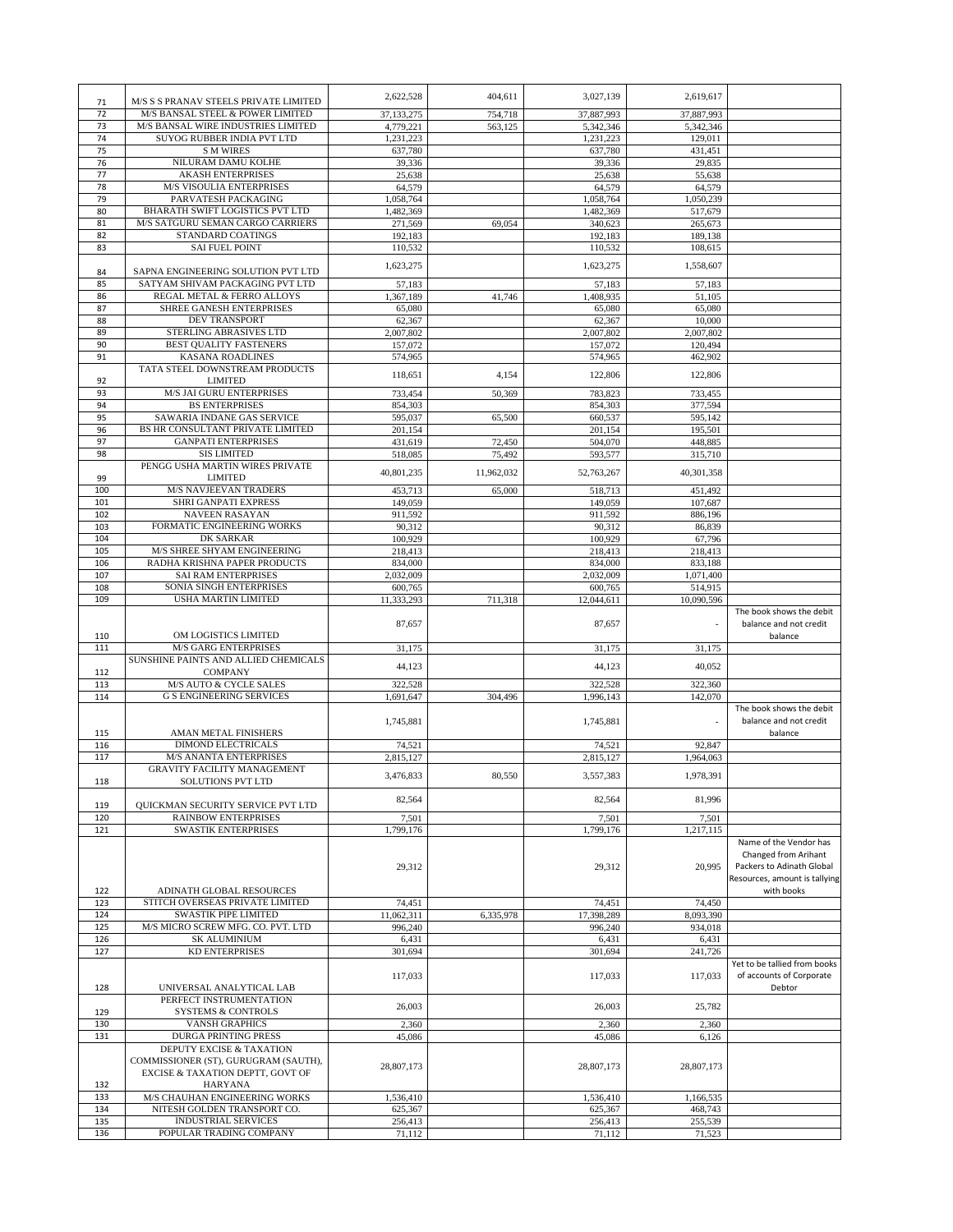| | | | | | | |
|---|---|---|---|---|---|---|
| 71 | M/S S S PRANAV STEELS PRIVATE LIMITED | 2,622,528 | 404,611 | 3,027,139 | 2,619,617 | |
| 72 | M/S BANSAL STEEL & POWER LIMITED | 37,133,275 | 754,718 | 37,887,993 | 37,887,993 | |
| 73 | M/S BANSAL WIRE INDUSTRIES LIMITED | 4,779,221 | 563,125 | 5,342,346 | 5,342,346 | |
| 74 | SUYOG RUBBER INDIA PVT LTD | 1,231,223 | | 1,231,223 | 129,011 | |
| 75 | S M WIRES | 637,780 | | 637,780 | 431,451 | |
| 76 | NILURAM DAMU KOLHE | 39,336 | | 39,336 | 29,835 | |
| 77 | AKASH ENTERPRISES | 25,638 | | 25,638 | 55,638 | |
| 78 | M/S VISOULIA ENTERPRISES | 64,579 | | 64,579 | 64,579 | |
| 79 | PARVATESH PACKAGING | 1,058,764 | | 1,058,764 | 1,050,239 | |
| 80 | BHARATH SWIFT LOGISTICS PVT LTD | 1,482,369 | | 1,482,369 | 517,679 | |
| 81 | M/S SATGURU SEMAN CARGO CARRIERS | 271,569 | 69,054 | 340,623 | 265,673 | |
| 82 | STANDARD COATINGS | 192,183 | | 192,183 | 189,138 | |
| 83 | SAI FUEL POINT | 110,532 | | 110,532 | 108,615 | |
| 84 | SAPNA ENGINEERING SOLUTION PVT LTD | 1,623,275 | | 1,623,275 | 1,558,607 | |
| 85 | SATYAM SHIVAM PACKAGING PVT LTD | 57,183 | | 57,183 | 57,183 | |
| 86 | REGAL METAL & FERRO ALLOYS | 1,367,189 | 41,746 | 1,408,935 | 51,105 | |
| 87 | SHREE GANESH ENTERPRISES | 65,080 | | 65,080 | 65,080 | |
| 88 | DEV TRANSPORT | 62,367 | | 62,367 | 10,000 | |
| 89 | STERLING ABRASIVES LTD | 2,007,802 | | 2,007,802 | 2,007,802 | |
| 90 | BEST QUALITY FASTENERS | 157,072 | | 157,072 | 120,494 | |
| 91 | KASANA ROADLINES | 574,965 | | 574,965 | 462,902 | |
| 92 | TATA STEEL DOWNSTREAM PRODUCTS LIMITED | 118,651 | 4,154 | 122,806 | 122,806 | |
| 93 | M/S JAI GURU ENTERPRISES | 733,454 | 50,369 | 783,823 | 733,455 | |
| 94 | BS ENTERPRISES | 854,303 | | 854,303 | 377,594 | |
| 95 | SAWARIA INDANE GAS SERVICE | 595,037 | 65,500 | 660,537 | 595,142 | |
| 96 | BS HR CONSULTANT PRIVATE LIMITED | 201,154 | | 201,154 | 195,501 | |
| 97 | GANPATI ENTERPRISES | 431,619 | 72,450 | 504,070 | 448,885 | |
| 98 | SIS LIMITED | 518,085 | 75,492 | 593,577 | 315,710 | |
| 99 | PENGG USHA MARTIN WIRES PRIVATE LIMITED | 40,801,235 | 11,962,032 | 52,763,267 | 40,301,358 | |
| 100 | M/S NAVJEEVAN TRADERS | 453,713 | 65,000 | 518,713 | 451,492 | |
| 101 | SHRI GANPATI EXPRESS | 149,059 | | 149,059 | 107,687 | |
| 102 | NAVEEN RASAYAN | 911,592 | | 911,592 | 886,196 | |
| 103 | FORMATIC ENGINEERING WORKS | 90,312 | | 90,312 | 86,839 | |
| 104 | DK SARKAR | 100,929 | | 100,929 | 67,796 | |
| 105 | M/S SHREE SHYAM ENGINEERING | 218,413 | | 218,413 | 218,413 | |
| 106 | RADHA KRISHNA PAPER PRODUCTS | 834,000 | | 834,000 | 833,188 | |
| 107 | SAI RAM ENTERPRISES | 2,032,009 | | 2,032,009 | 1,071,400 | |
| 108 | SONIA SINGH ENTERPRISES | 600,765 | | 600,765 | 514,915 | |
| 109 | USHA MARTIN LIMITED | 11,333,293 | 711,318 | 12,044,611 | 10,090,596 | |
| 110 | OM LOGISTICS LIMITED | 87,657 | | 87,657 | - | The book shows the debit balance and not credit balance |
| 111 | M/S GARG ENTERPRISES | 31,175 | | 31,175 | 31,175 | |
| 112 | SUNSHINE PAINTS AND ALLIED CHEMICALS COMPANY | 44,123 | | 44,123 | 40,052 | |
| 113 | M/S AUTO & CYCLE SALES | 322,528 | | 322,528 | 322,360 | |
| 114 | G S ENGINEERING SERVICES | 1,691,647 | 304,496 | 1,996,143 | 142,070 | |
| 115 | AMAN METAL FINISHERS | 1,745,881 | | 1,745,881 | - | The book shows the debit balance and not credit balance |
| 116 | DIMOND ELECTRICALS | 74,521 | | 74,521 | 92,847 | |
| 117 | M/S ANANTA ENTERPRISES | 2,815,127 | | 2,815,127 | 1,964,063 | |
| 118 | GRAVITY FACILITY MANAGEMENT SOLUTIONS PVT LTD | 3,476,833 | 80,550 | 3,557,383 | 1,978,391 | |
| 119 | QUICKMAN SECURITY SERVICE PVT LTD | 82,564 | | 82,564 | 81,996 | |
| 120 | RAINBOW ENTERPRISES | 7,501 | | 7,501 | 7,501 | |
| 121 | SWASTIK ENTERPRISES | 1,799,176 | | 1,799,176 | 1,217,115 | |
| 122 | ADINATH GLOBAL RESOURCES | 29,312 | | 29,312 | 20,995 | Name of the Vendor has Changed from Arihant Packers to Adinath Global Resources, amount is tallying with books |
| 123 | STITCH OVERSEAS PRIVATE LIMITED | 74,451 | | 74,451 | 74,450 | |
| 124 | SWASTIK PIPE LIMITED | 11,062,311 | 6,335,978 | 17,398,289 | 8,093,390 | |
| 125 | M/S MICRO SCREW MFG. CO. PVT. LTD | 996,240 | | 996,240 | 934,018 | |
| 126 | SK ALUMINIUM | 6,431 | | 6,431 | 6,431 | |
| 127 | KD ENTERPRISES | 301,694 | | 301,694 | 241,726 | |
| 128 | UNIVERSAL ANALYTICAL LAB | 117,033 | | 117,033 | 117,033 | Yet to be tallied from books of accounts of Corporate Debtor |
| 129 | PERFECT INSTRUMENTATION SYSTEMS & CONTROLS | 26,003 | | 26,003 | 25,782 | |
| 130 | VANSH GRAPHICS | 2,360 | | 2,360 | 2,360 | |
| 131 | DURGA PRINTING PRESS | 45,086 | | 45,086 | 6,126 | |
| 132 | DEPUTY EXCISE & TAXATION COMMISSIONER (ST), GURUGRAM (SAUTH), EXCISE & TAXATION DEPTT, GOVT OF HARYANA | 28,807,173 | | 28,807,173 | 28,807,173 | |
| 133 | M/S CHAUHAN ENGINEERING WORKS | 1,536,410 | | 1,536,410 | 1,166,535 | |
| 134 | NITESH GOLDEN TRANSPORT CO. | 625,367 | | 625,367 | 468,743 | |
| 135 | INDUSTRIAL SERVICES | 256,413 | | 256,413 | 255,539 | |
| 136 | POPULAR TRADING COMPANY | 71,112 | | 71,112 | 71,523 | |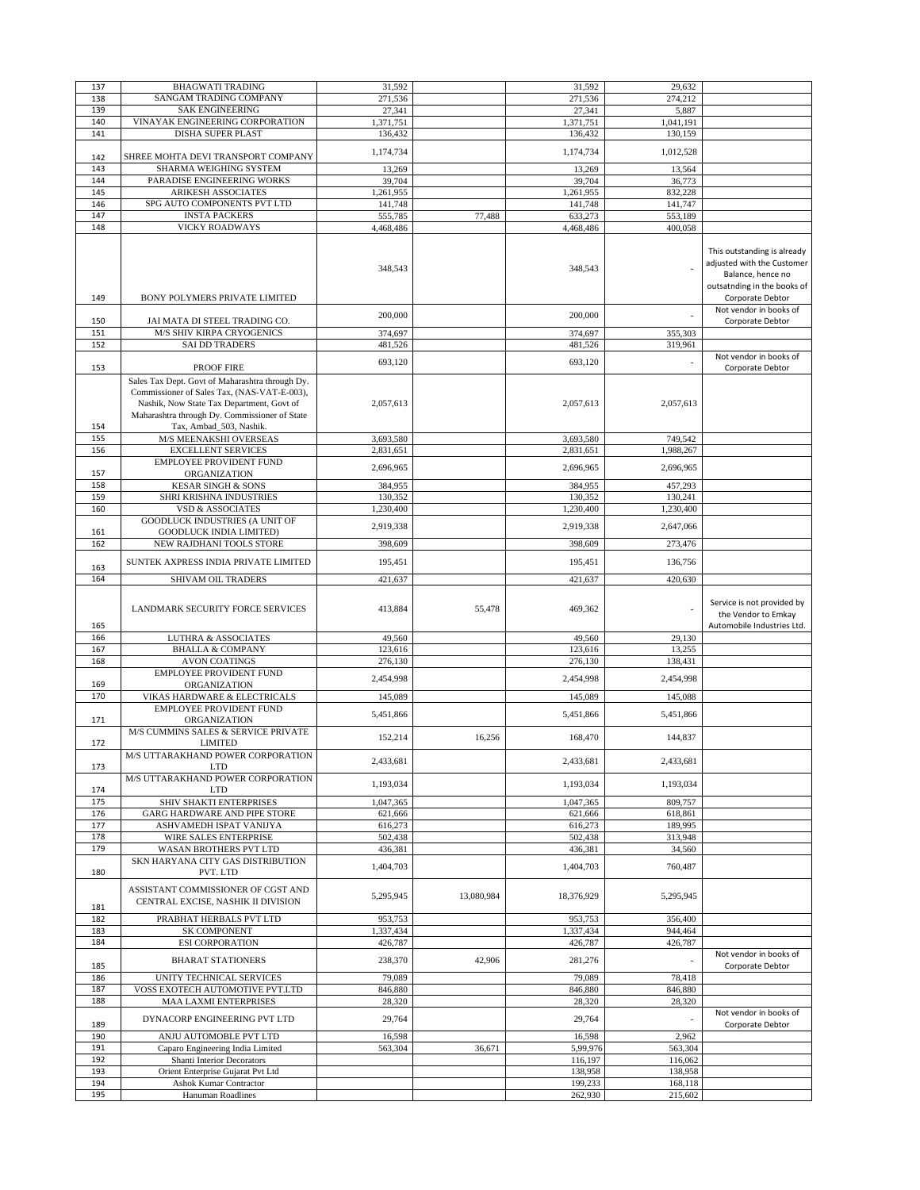| 137 | BHAGWATI TRADING | 31,592 | | 31,592 | 29,632 | |
|---|---|---|---|---|---|---|
| 138 | SANGAM TRADING COMPANY | 271,536 | | 271,536 | 274,212 | |
| 139 | SAK ENGINEERING | 27,341 | | 27,341 | 5,887 | |
| 140 | VINAYAK ENGINEERING CORPORATION | 1,371,751 | | 1,371,751 | 1,041,191 | |
| 141 | DISHA SUPER PLAST | 136,432 | | 136,432 | 130,159 | |
| 142 | SHREE MOHTA DEVI TRANSPORT COMPANY | 1,174,734 | | 1,174,734 | 1,012,528 | |
| 143 | SHARMA WEIGHING SYSTEM | 13,269 | | 13,269 | 13,564 | |
| 144 | PARADISE ENGINEERING WORKS | 39,704 | | 39,704 | 36,773 | |
| 145 | ARIKESH ASSOCIATES | 1,261,955 | | 1,261,955 | 832,228 | |
| 146 | SPG AUTO COMPONENTS PVT LTD | 141,748 | | 141,748 | 141,747 | |
| 147 | INSTA PACKERS | 555,785 | 77,488 | 633,273 | 553,189 | |
| 148 | VICKY ROADWAYS | 4,468,486 | | 4,468,486 | 400,058 | |
| 149 | BONY POLYMERS PRIVATE LIMITED | 348,543 | | 348,543 | - | This outstanding is already adjusted with the Customer Balance, hence no outsatnding in the books of Corporate Debtor |
| 150 | JAI MATA DI STEEL TRADING CO. | 200,000 | | 200,000 | - | Not vendor in books of Corporate Debtor |
| 151 | M/S SHIV KIRPA CRYOGENICS | 374,697 | | 374,697 | 355,303 | |
| 152 | SAI DD TRADERS | 481,526 | | 481,526 | 319,961 | |
| 153 | PROOF FIRE | 693,120 | | 693,120 | - | Not vendor in books of Corporate Debtor |
| 154 | Sales Tax Dept. Govt of Maharashtra through Dy. Commissioner of Sales Tax, (NAS-VAT-E-003), Nashik, Now State Tax Department, Govt of Maharashtra through Dy. Commissioner of State Tax, Ambad_503, Nashik. | 2,057,613 | | 2,057,613 | 2,057,613 | |
| 155 | M/S MEENAKSHI OVERSEAS | 3,693,580 | | 3,693,580 | 749,542 | |
| 156 | EXCELLENT SERVICES | 2,831,651 | | 2,831,651 | 1,988,267 | |
| 157 | EMPLOYEE PROVIDENT FUND ORGANIZATION | 2,696,965 | | 2,696,965 | 2,696,965 | |
| 158 | KESAR SINGH & SONS | 384,955 | | 384,955 | 457,293 | |
| 159 | SHRI KRISHNA INDUSTRIES | 130,352 | | 130,352 | 130,241 | |
| 160 | VSD & ASSOCIATES | 1,230,400 | | 1,230,400 | 1,230,400 | |
| 161 | GOODLUCK INDUSTRIES (A UNIT OF GOODLUCK INDIA LIMITED) | 2,919,338 | | 2,919,338 | 2,647,066 | |
| 162 | NEW RAJDHANI TOOLS STORE | 398,609 | | 398,609 | 273,476 | |
| 163 | SUNTEK AXPRESS INDIA PRIVATE LIMITED | 195,451 | | 195,451 | 136,756 | |
| 164 | SHIVAM OIL TRADERS | 421,637 | | 421,637 | 420,630 | |
| 165 | LANDMARK SECURITY FORCE SERVICES | 413,884 | 55,478 | 469,362 | - | Service is not provided by the Vendor to Emkay Automobile Industries Ltd. |
| 166 | LUTHRA & ASSOCIATES | 49,560 | | 49,560 | 29,130 | |
| 167 | BHALLA & COMPANY | 123,616 | | 123,616 | 13,255 | |
| 168 | AVON COATINGS | 276,130 | | 276,130 | 138,431 | |
| 169 | EMPLOYEE PROVIDENT FUND ORGANIZATION | 2,454,998 | | 2,454,998 | 2,454,998 | |
| 170 | VIKAS HARDWARE & ELECTRICALS | 145,089 | | 145,089 | 145,088 | |
| 171 | EMPLOYEE PROVIDENT FUND ORGANIZATION | 5,451,866 | | 5,451,866 | 5,451,866 | |
| 172 | M/S CUMMINS SALES & SERVICE PRIVATE LIMITED | 152,214 | 16,256 | 168,470 | 144,837 | |
| 173 | M/S UTTARAKHAND POWER CORPORATION LTD | 2,433,681 | | 2,433,681 | 2,433,681 | |
| 174 | M/S UTTARAKHAND POWER CORPORATION LTD | 1,193,034 | | 1,193,034 | 1,193,034 | |
| 175 | SHIV SHAKTI ENTERPRISES | 1,047,365 | | 1,047,365 | 809,757 | |
| 176 | GARG HARDWARE AND PIPE STORE | 621,666 | | 621,666 | 618,861 | |
| 177 | ASHVAMEDH ISPAT VANIJYA | 616,273 | | 616,273 | 189,995 | |
| 178 | WIRE SALES ENTERPRISE | 502,438 | | 502,438 | 313,948 | |
| 179 | WASAN BROTHERS PVT LTD | 436,381 | | 436,381 | 34,560 | |
| 180 | SKN HARYANA CITY GAS DISTRIBUTION PVT. LTD | 1,404,703 | | 1,404,703 | 760,487 | |
| 181 | ASSISTANT COMMISSIONER OF CGST AND CENTRAL EXCISE, NASHIK II DIVISION | 5,295,945 | 13,080,984 | 18,376,929 | 5,295,945 | |
| 182 | PRABHAT HERBALS PVT LTD | 953,753 | | 953,753 | 356,400 | |
| 183 | SK COMPONENT | 1,337,434 | | 1,337,434 | 944,464 | |
| 184 | ESI CORPORATION | 426,787 | | 426,787 | 426,787 | |
| 185 | BHARAT STATIONERS | 238,370 | 42,906 | 281,276 | - | Not vendor in books of Corporate Debtor |
| 186 | UNITY TECHNICAL SERVICES | 79,089 | | 79,089 | 78,418 | |
| 187 | VOSS EXOTECH AUTOMOTIVE PVT.LTD | 846,880 | | 846,880 | 846,880 | |
| 188 | MAA LAXMI ENTERPRISES | 28,320 | | 28,320 | 28,320 | |
| 189 | DYNACORP ENGINEERING PVT LTD | 29,764 | | 29,764 | - | Not vendor in books of Corporate Debtor |
| 190 | ANJU AUTOMOBLE PVT LTD | 16,598 | | 16,598 | 2,962 | |
| 191 | Caparo Engineering India Limited | 563,304 | 36,671 | 5,99,976 | 563,304 | |
| 192 | Shanti Interior Decorators | | | 116,197 | 116,062 | |
| 193 | Orient Enterprise Gujarat Pvt Ltd | | | 138,958 | 138,958 | |
| 194 | Ashok Kumar Contractor | | | 199,233 | 168,118 | |
| 195 | Hanuman Roadlines | | | 262,930 | 215,602 | |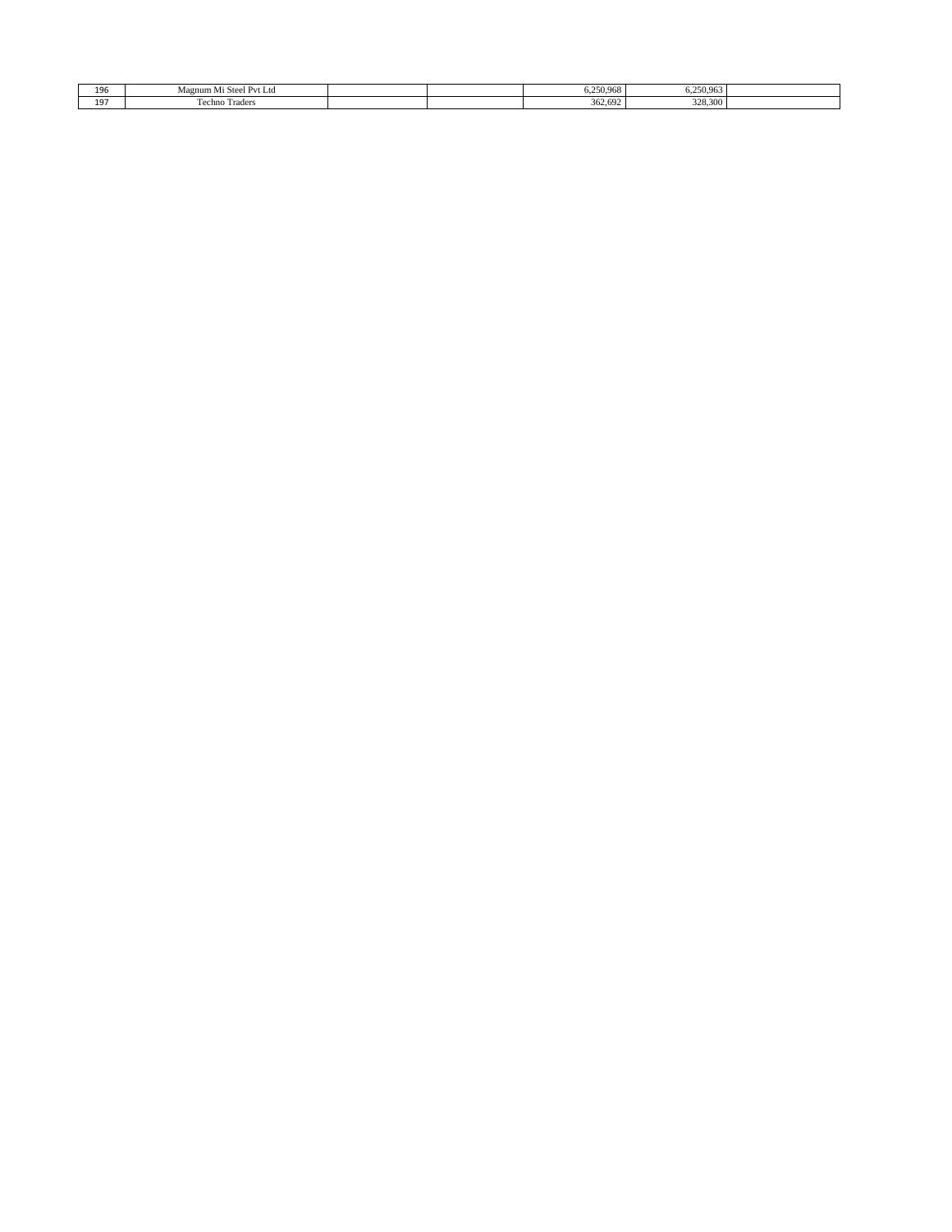| | | | | | | |
|---|---|---|---|---|---|---|
| 196 | Magnum Mi Steel Pvt Ltd | | | 6,250,968 | 6,250,963 | |
| 197 | Techno Traders | | | 362,692 | 328,300 | |